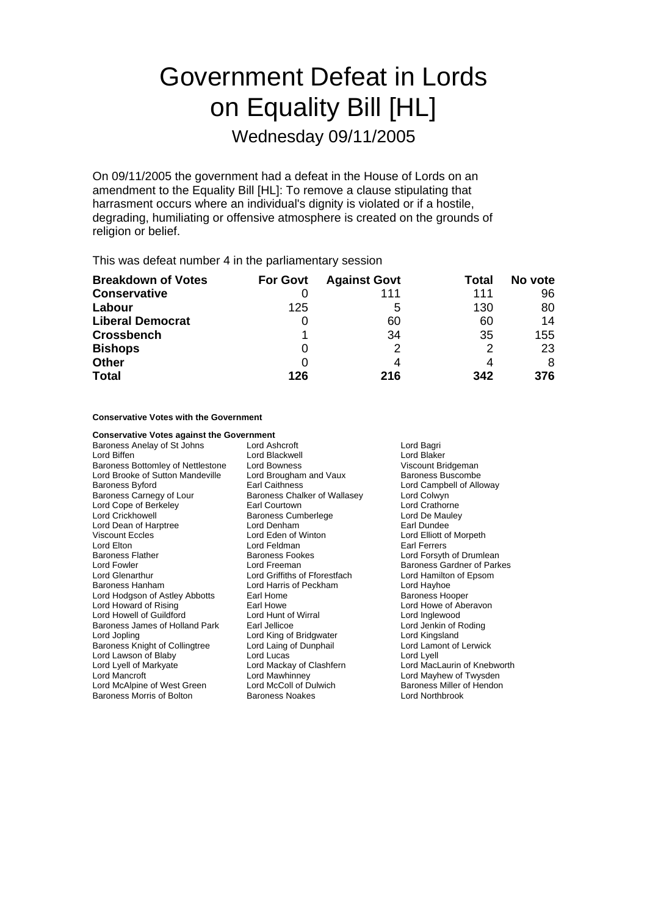# Government Defeat in Lords on Equality Bill [HL]

## Wednesday 09/11/2005

On 09/11/2005 the government had a defeat in the House of Lords on an amendment to the Equality Bill [HL]: To remove a clause stipulating that harrasment occurs where an individual's dignity is violated or if a hostile, degrading, humiliating or offensive atmosphere is created on the grounds of religion or belief.

This was defeat number 4 in the parliamentary session

| Breakdown of Votes | For Govt | Against Govt | Total | No vote |
|---|---|---|---|---|
| **Conservative** | 0 | 111 | 111 | 96 |
| **Labour** | 125 | 5 | 130 | 80 |
| **Liberal Democrat** | 0 | 60 | 60 | 14 |
| **Crossbench** | 1 | 34 | 35 | 155 |
| **Bishops** | 0 | 2 | 2 | 23 |
| **Other** | 0 | 4 | 4 | 8 |
| **Total** | **126** | **216** | **342** | **376** |

**Conservative Votes with the Government**

**Conservative Votes against the Government**

Baroness Anelay of St Johns
Lord Ashcroft
Lord Bagri
Lord Biffen
Lord Blackwell
Lord Blaker
Baroness Bottomley of Nettlestone
Lord Bowness
Viscount Bridgeman
Lord Brooke of Sutton Mandeville
Lord Brougham and Vaux
Baroness Buscombe
Baroness Byford
Earl Caithness
Lord Campbell of Alloway
Baroness Carnegy of Lour
Baroness Chalker of Wallasey
Lord Colwyn
Lord Cope of Berkeley
Earl Courtown
Lord Crathorne
Lord Crickhowell
Baroness Cumberlege
Lord De Mauley
Lord Dean of Harptree
Lord Denham
Earl Dundee
Viscount Eccles
Lord Eden of Winton
Lord Elliott of Morpeth
Lord Elton
Lord Feldman
Earl Ferrers
Baroness Flather
Baroness Fookes
Lord Forsyth of Drumlean
Lord Fowler
Lord Freeman
Baroness Gardner of Parkes
Lord Glenarthur
Lord Griffiths of Fforestfach
Lord Hamilton of Epsom
Baroness Hanham
Lord Harris of Peckham
Lord Hayhoe
Lord Hodgson of Astley Abbotts
Earl Home
Baroness Hooper
Lord Howard of Rising
Earl Howe
Lord Howe of Aberavon
Lord Howell of Guildford
Lord Hunt of Wirral
Lord Inglewood
Baroness James of Holland Park
Earl Jellicoe
Lord Jenkin of Roding
Lord Jopling
Lord King of Bridgwater
Lord Kingsland
Baroness Knight of Collingtree
Lord Laing of Dunphail
Lord Lamont of Lerwick
Lord Lawson of Blaby
Lord Lucas
Lord Lyell
Lord Lyell of Markyate
Lord Mackay of Clashfern
Lord MacLaurin of Knebworth
Lord Mancroft
Lord Mawhinney
Lord Mayhew of Twysden
Lord McAlpine of West Green
Lord McColl of Dulwich
Baroness Miller of Hendon
Baroness Morris of Bolton
Baroness Noakes
Lord Northbrook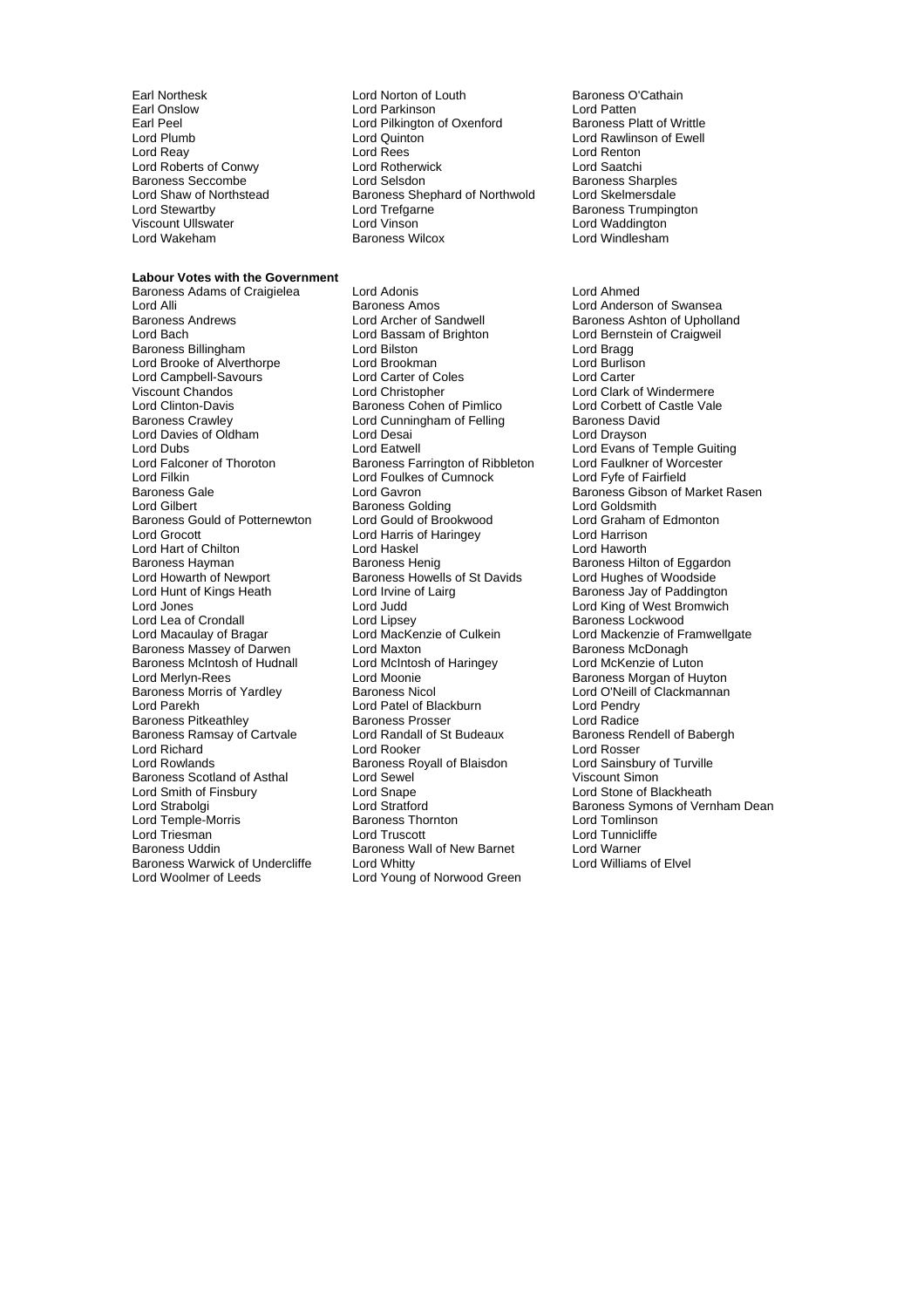Earl Northesk
Lord Norton of Louth
Baroness O'Cathain
Earl Onslow
Lord Parkinson
Lord Patten
Earl Peel
Lord Pilkington of Oxenford
Baroness Platt of Writtle
Lord Plumb
Lord Quinton
Lord Rawlinson of Ewell
Lord Reay
Lord Rees
Lord Renton
Lord Roberts of Conwy
Lord Rotherwick
Lord Saatchi
Baroness Seccombe
Lord Selsdon
Baroness Sharples
Lord Shaw of Northstead
Baroness Shephard of Northwold
Lord Skelmersdale
Lord Stewartby
Lord Trefgarne
Baroness Trumpington
Viscount Ullswater
Lord Vinson
Lord Waddington
Lord Wakeham
Baroness Wilcox
Lord Windlesham

**Labour Votes with the Government**

Baroness Adams of Craigielea
Lord Adonis
Lord Ahmed
Lord Alli
Baroness Amos
Lord Anderson of Swansea
Baroness Andrews
Lord Archer of Sandwell
Baroness Ashton of Upholland
Lord Bach
Lord Bassam of Brighton
Lord Bernstein of Craigweil
Baroness Billingham
Lord Bilston
Lord Bragg
Lord Brooke of Alverthorpe
Lord Brookman
Lord Burlison
Lord Campbell-Savours
Lord Carter of Coles
Lord Carter
Viscount Chandos
Lord Christopher
Lord Clark of Windermere
Lord Clinton-Davis
Baroness Cohen of Pimlico
Lord Corbett of Castle Vale
Baroness Crawley
Lord Cunningham of Felling
Baroness David
Lord Davies of Oldham
Lord Desai
Lord Drayson
Lord Dubs
Lord Eatwell
Lord Evans of Temple Guiting
Lord Falconer of Thoroton
Baroness Farrington of Ribbleton
Lord Faulkner of Worcester
Lord Filkin
Lord Foulkes of Cumnock
Lord Fyfe of Fairfield
Baroness Gale
Lord Gavron
Baroness Gibson of Market Rasen
Lord Gilbert
Baroness Golding
Lord Goldsmith
Baroness Gould of Potternewton
Lord Gould of Brookwood
Lord Graham of Edmonton
Lord Grocott
Lord Harris of Haringey
Lord Harrison
Lord Hart of Chilton
Lord Haskel
Lord Haworth
Baroness Hayman
Baroness Henig
Baroness Hilton of Eggardon
Lord Howarth of Newport
Baroness Howells of St Davids
Lord Hughes of Woodside
Lord Hunt of Kings Heath
Lord Irvine of Lairg
Baroness Jay of Paddington
Lord Jones
Lord Judd
Lord King of West Bromwich
Lord Lea of Crondall
Lord Lipsey
Baroness Lockwood
Lord Macaulay of Bragar
Lord MacKenzie of Culkein
Lord Mackenzie of Framwellgate
Baroness Massey of Darwen
Lord Maxton
Baroness McDonagh
Baroness McIntosh of Hudnall
Lord McIntosh of Haringey
Lord McKenzie of Luton
Lord Merlyn-Rees
Lord Moonie
Baroness Morgan of Huyton
Baroness Morris of Yardley
Baroness Nicol
Lord O'Neill of Clackmannan
Lord Parekh
Lord Patel of Blackburn
Lord Pendry
Baroness Pitkeathley
Baroness Prosser
Lord Radice
Baroness Ramsay of Cartvale
Lord Randall of St Budeaux
Baroness Rendell of Babergh
Lord Richard
Lord Rooker
Lord Rosser
Lord Rowlands
Baroness Royall of Blaisdon
Lord Sainsbury of Turville
Baroness Scotland of Asthal
Lord Sewel
Viscount Simon
Lord Smith of Finsbury
Lord Snape
Lord Stone of Blackheath
Lord Strabolgi
Lord Stratford
Baroness Symons of Vernham Dean
Lord Temple-Morris
Baroness Thornton
Lord Tomlinson
Lord Triesman
Lord Truscott
Lord Tunnicliffe
Baroness Uddin
Baroness Wall of New Barnet
Lord Warner
Baroness Warwick of Undercliffe
Lord Whitty
Lord Williams of Elvel
Lord Woolmer of Leeds
Lord Young of Norwood Green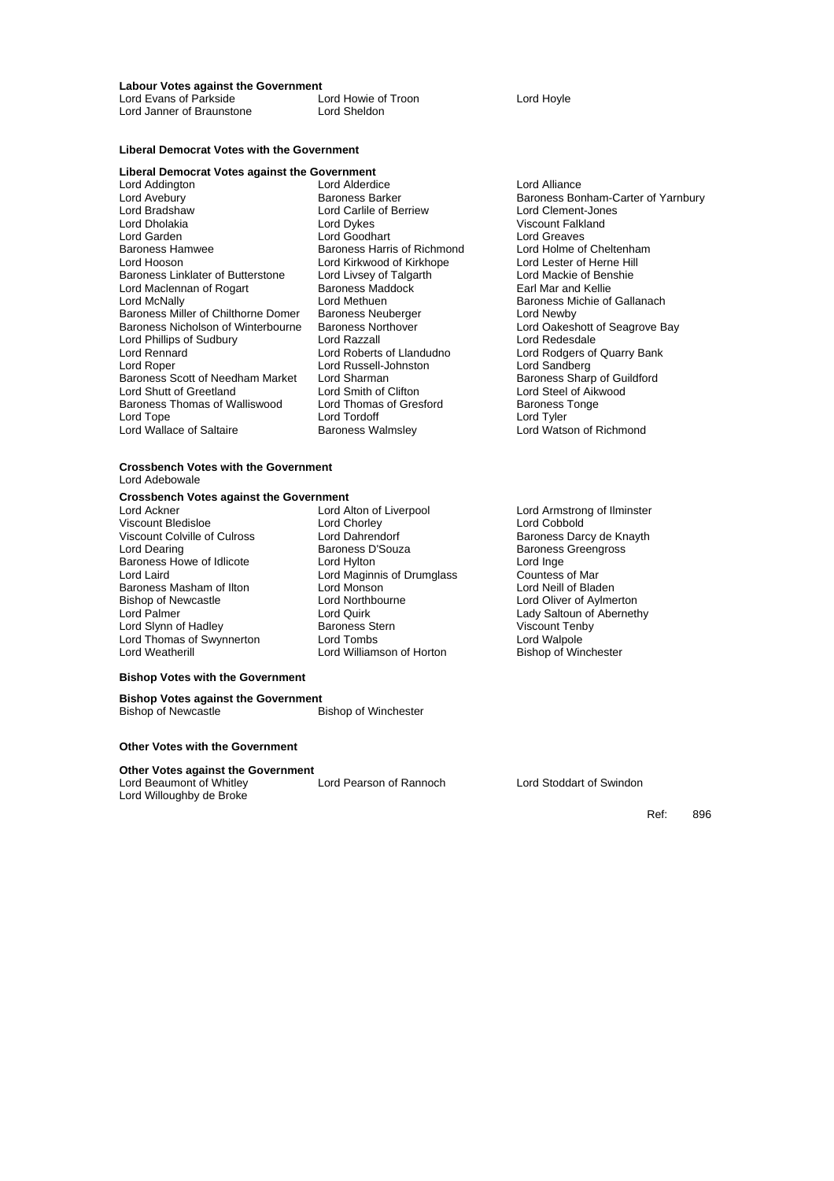**Labour Votes against the Government**

Lord Evans of Parkside, Lord Howie of Troon, Lord Hoyle, Lord Janner of Braunstone, Lord Sheldon

**Liberal Democrat Votes with the Government**

**Liberal Democrat Votes against the Government**

Lord Addington, Lord Alderdice, Lord Alliance, Lord Avebury, Baroness Barker, Baroness Bonham-Carter of Yarnbury, Lord Bradshaw, Lord Carlile of Berriew, Lord Clement-Jones, Lord Dholakia, Lord Dykes, Viscount Falkland, Lord Garden, Lord Goodhart, Lord Greaves, Baroness Hamwee, Baroness Harris of Richmond, Lord Holme of Cheltenham, Lord Hooson, Lord Kirkwood of Kirkhope, Lord Lester of Herne Hill, Baroness Linklater of Butterstone, Lord Livsey of Talgarth, Lord Mackie of Benshie, Lord Maclennan of Rogart, Baroness Maddock, Earl Mar and Kellie, Lord McNally, Lord Methuen, Baroness Michie of Gallanach, Baroness Miller of Chilthorne Domer, Baroness Neuberger, Lord Newby, Baroness Nicholson of Winterbourne, Baroness Northover, Lord Oakeshott of Seagrove Bay, Lord Phillips of Sudbury, Lord Razzall, Lord Redesdale, Lord Rennard, Lord Roberts of Llandudno, Lord Rodgers of Quarry Bank, Lord Roper, Lord Russell-Johnston, Lord Sandberg, Baroness Scott of Needham Market, Lord Sharman, Baroness Sharp of Guildford, Lord Shutt of Greetland, Lord Smith of Clifton, Lord Steel of Aikwood, Baroness Thomas of Walliswood, Lord Thomas of Gresford, Baroness Tonge, Lord Tope, Lord Tordoff, Lord Tyler, Lord Wallace of Saltaire, Baroness Walmsley, Lord Watson of Richmond

**Crossbench Votes with the Government**

Lord Adebowale

**Crossbench Votes against the Government**

Lord Ackner, Lord Alton of Liverpool, Lord Armstrong of Ilminster, Viscount Bledisloe, Lord Chorley, Lord Cobbold, Viscount Colville of Culross, Lord Dahrendorf, Baroness Darcy de Knayth, Lord Dearing, Baroness D'Souza, Baroness Greengross, Baroness Howe of Idlicote, Lord Hylton, Lord Inge, Lord Laird, Lord Maginnis of Drumglass, Countess of Mar, Baroness Masham of Ilton, Lord Monson, Lord Neill of Bladen, Bishop of Newcastle, Lord Northbourne, Lord Oliver of Aylmerton, Lord Palmer, Lord Quirk, Lady Saltoun of Abernethy, Lord Slynn of Hadley, Baroness Stern, Viscount Tenby, Lord Thomas of Swynnerton, Lord Tombs, Lord Walpole, Lord Weatherill, Lord Williamson of Horton, Bishop of Winchester

**Bishop Votes with the Government**

**Bishop Votes against the Government**

Bishop of Newcastle, Bishop of Winchester

**Other Votes with the Government**

**Other Votes against the Government**

Lord Beaumont of Whitley, Lord Pearson of Rannoch, Lord Stoddart of Swindon, Lord Willoughby de Broke

Ref: 896